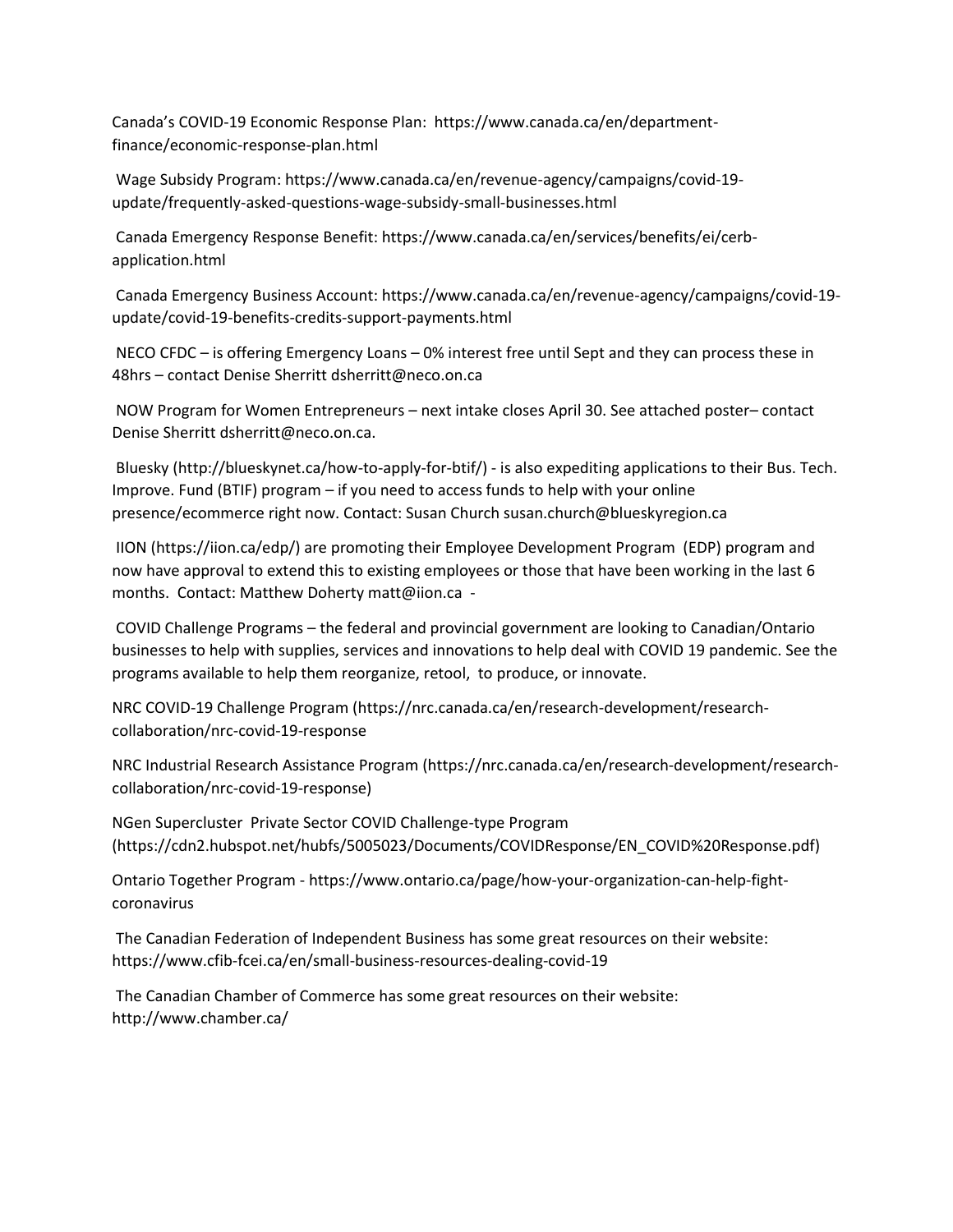Canada's COVID-19 Economic Response Plan: https://www.canada.ca/en/department-finance/economic-response-plan.html

Wage Subsidy Program: https://www.canada.ca/en/revenue-agency/campaigns/covid-19-update/frequently-asked-questions-wage-subsidy-small-businesses.html

Canada Emergency Response Benefit: https://www.canada.ca/en/services/benefits/ei/cerb-application.html

Canada Emergency Business Account: https://www.canada.ca/en/revenue-agency/campaigns/covid-19-update/covid-19-benefits-credits-support-payments.html

NECO CFDC – is offering Emergency Loans – 0% interest free until Sept and they can process these in 48hrs – contact Denise Sherritt dsherritt@neco.on.ca

NOW Program for Women Entrepreneurs – next intake closes April 30. See attached poster– contact Denise Sherritt dsherritt@neco.on.ca.

Bluesky (http://blueskynet.ca/how-to-apply-for-btif/) - is also expediting applications to their Bus. Tech. Improve. Fund (BTIF) program – if you need to access funds to help with your online presence/ecommerce right now. Contact: Susan Church susan.church@blueskyregion.ca

IION (https://iion.ca/edp/) are promoting their Employee Development Program (EDP) program and now have approval to extend this to existing employees or those that have been working in the last 6 months. Contact: Matthew Doherty matt@iion.ca -

COVID Challenge Programs – the federal and provincial government are looking to Canadian/Ontario businesses to help with supplies, services and innovations to help deal with COVID 19 pandemic. See the programs available to help them reorganize, retool, to produce, or innovate.

NRC COVID-19 Challenge Program (https://nrc.canada.ca/en/research-development/research-collaboration/nrc-covid-19-response

NRC Industrial Research Assistance Program (https://nrc.canada.ca/en/research-development/research-collaboration/nrc-covid-19-response)

NGen Supercluster Private Sector COVID Challenge-type Program (https://cdn2.hubspot.net/hubfs/5005023/Documents/COVIDResponse/EN_COVID%20Response.pdf)

Ontario Together Program - https://www.ontario.ca/page/how-your-organization-can-help-fight-coronavirus

The Canadian Federation of Independent Business has some great resources on their website: https://www.cfib-fcei.ca/en/small-business-resources-dealing-covid-19

The Canadian Chamber of Commerce has some great resources on their website: http://www.chamber.ca/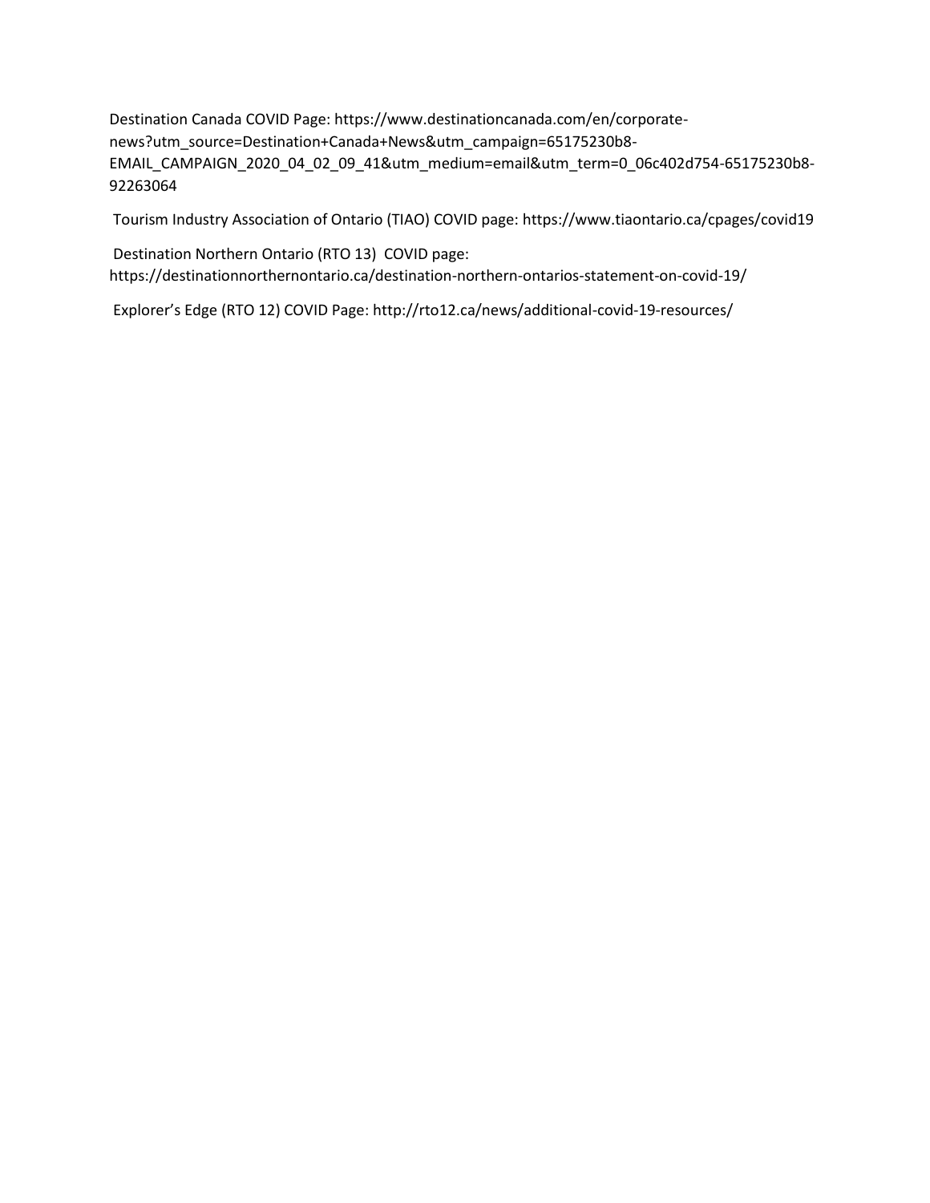Destination Canada COVID Page: https://www.destinationcanada.com/en/corporate-news?utm_source=Destination+Canada+News&utm_campaign=65175230b8-EMAIL_CAMPAIGN_2020_04_02_09_41&utm_medium=email&utm_term=0_06c402d754-65175230b8-92263064

Tourism Industry Association of Ontario (TIAO) COVID page: https://www.tiaontario.ca/cpages/covid19

Destination Northern Ontario (RTO 13) COVID page: https://destinationnorthernontario.ca/destination-northern-ontarios-statement-on-covid-19/

Explorer's Edge (RTO 12) COVID Page: http://rto12.ca/news/additional-covid-19-resources/